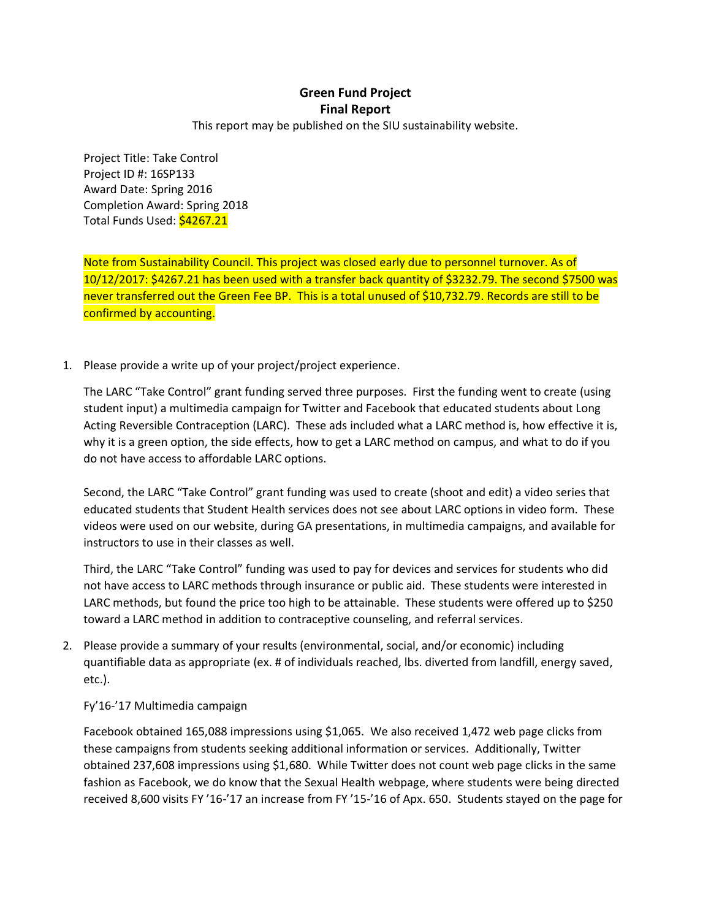**Green Fund Project**
**Final Report**

This report may be published on the SIU sustainability website.

Project Title: Take Control
Project ID #: 16SP133
Award Date: Spring 2016
Completion Award: Spring 2018
Total Funds Used: $4267.21

Note from Sustainability Council. This project was closed early due to personnel turnover. As of 10/12/2017: $4267.21 has been used with a transfer back quantity of $3232.79. The second $7500 was never transferred out the Green Fee BP. This is a total unused of $10,732.79. Records are still to be confirmed by accounting.

1. Please provide a write up of your project/project experience.

   The LARC "Take Control" grant funding served three purposes. First the funding went to create (using student input) a multimedia campaign for Twitter and Facebook that educated students about Long Acting Reversible Contraception (LARC). These ads included what a LARC method is, how effective it is, why it is a green option, the side effects, how to get a LARC method on campus, and what to do if you do not have access to affordable LARC options.

   Second, the LARC "Take Control" grant funding was used to create (shoot and edit) a video series that educated students that Student Health services does not see about LARC options in video form. These videos were used on our website, during GA presentations, in multimedia campaigns, and available for instructors to use in their classes as well.

   Third, the LARC "Take Control" funding was used to pay for devices and services for students who did not have access to LARC methods through insurance or public aid. These students were interested in LARC methods, but found the price too high to be attainable. These students were offered up to $250 toward a LARC method in addition to contraceptive counseling, and referral services.

2. Please provide a summary of your results (environmental, social, and/or economic) including quantifiable data as appropriate (ex. # of individuals reached, lbs. diverted from landfill, energy saved, etc.).

   Fy'16-'17 Multimedia campaign

   Facebook obtained 165,088 impressions using $1,065. We also received 1,472 web page clicks from these campaigns from students seeking additional information or services. Additionally, Twitter obtained 237,608 impressions using $1,680. While Twitter does not count web page clicks in the same fashion as Facebook, we do know that the Sexual Health webpage, where students were being directed received 8,600 visits FY '16-'17 an increase from FY '15-'16 of Apx. 650. Students stayed on the page for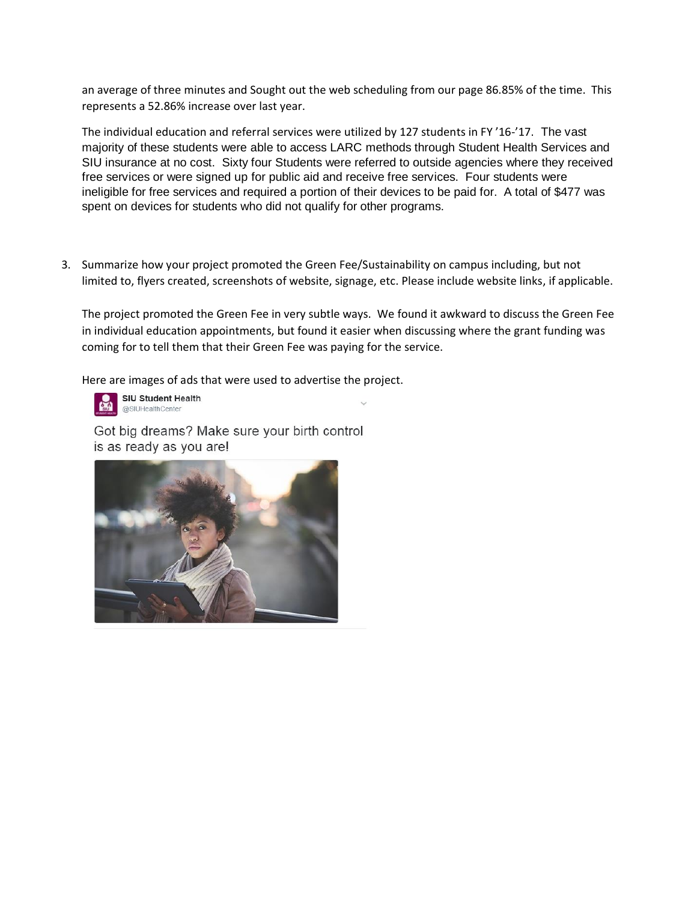an average of three minutes and Sought out the web scheduling from our page 86.85% of the time. This represents a 52.86% increase over last year.

The individual education and referral services were utilized by 127 students in FY '16-'17. The vast majority of these students were able to access LARC methods through Student Health Services and SIU insurance at no cost. Sixty four Students were referred to outside agencies where they received free services or were signed up for public aid and receive free services. Four students were ineligible for free services and required a portion of their devices to be paid for. A total of $477 was spent on devices for students who did not qualify for other programs.

3. Summarize how your project promoted the Green Fee/Sustainability on campus including, but not limited to, flyers created, screenshots of website, signage, etc. Please include website links, if applicable.

   The project promoted the Green Fee in very subtle ways. We found it awkward to discuss the Green Fee in individual education appointments, but found it easier when discussing where the grant funding was coming for to tell them that their Green Fee was paying for the service.

   Here are images of ads that were used to advertise the project.

   **SIU Student Health**
   @SIUHealthCenter

   Got big dreams? Make sure your birth control is as ready as you are!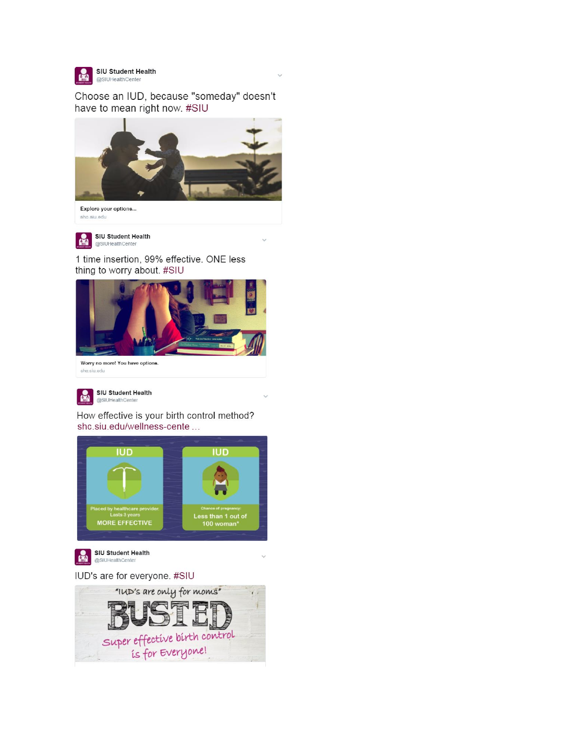**SIU Student Health**
@SIUHealthCenter

Choose an IUD, because "someday" doesn't have to mean right now. #SIU

Explore your options...
shc.siu.edu

**SIU Student Health**
@SIUHealthCenter

1 time insertion, 99% effective. ONE less thing to worry about. #SIU

Worry no more! You have options.
shc.siu.edu

**SIU Student Health**
@SIUHealthCenter

How effective is your birth control method? shc.siu.edu/wellness-cente ...

IUD

Placed by healthcare provider. Lasts 3 years

MORE EFFECTIVE

IUD

Chance of pregnancy:

Less than 1 out of 100 woman*

**SIU Student Health**
@SIUHealthCenter

IUD's are for everyone. #SIU

"IUD's are only for moms"

BUSTED

Super effective birth control is for Everyone!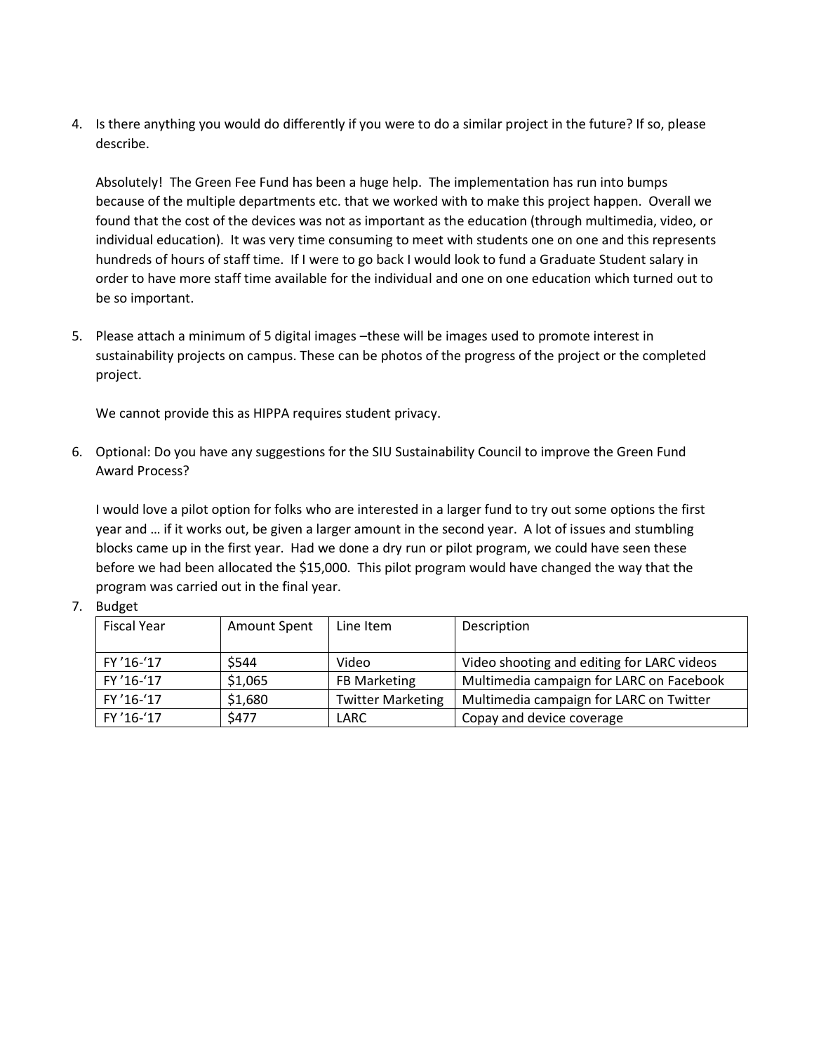4. Is there anything you would do differently if you were to do a similar project in the future? If so, please describe.

   Absolutely! The Green Fee Fund has been a huge help. The implementation has run into bumps because of the multiple departments etc. that we worked with to make this project happen. Overall we found that the cost of the devices was not as important as the education (through multimedia, video, or individual education). It was very time consuming to meet with students one on one and this represents hundreds of hours of staff time. If I were to go back I would look to fund a Graduate Student salary in order to have more staff time available for the individual and one on one education which turned out to be so important.

5. Please attach a minimum of 5 digital images –these will be images used to promote interest in sustainability projects on campus. These can be photos of the progress of the project or the completed project.

   We cannot provide this as HIPPA requires student privacy.

6. Optional: Do you have any suggestions for the SIU Sustainability Council to improve the Green Fund Award Process?

   I would love a pilot option for folks who are interested in a larger fund to try out some options the first year and … if it works out, be given a larger amount in the second year. A lot of issues and stumbling blocks came up in the first year. Had we done a dry run or pilot program, we could have seen these before we had been allocated the $15,000. This pilot program would have changed the way that the program was carried out in the final year.

7. Budget

| Fiscal Year | Amount Spent | Line Item | Description |
|---|---|---|---|
| FY '16-'17 | $544 | Video | Video shooting and editing for LARC videos |
| FY '16-'17 | $1,065 | FB Marketing | Multimedia campaign for LARC on Facebook |
| FY '16-'17 | $1,680 | Twitter Marketing | Multimedia campaign for LARC on Twitter |
| FY '16-'17 | $477 | LARC | Copay and device coverage |